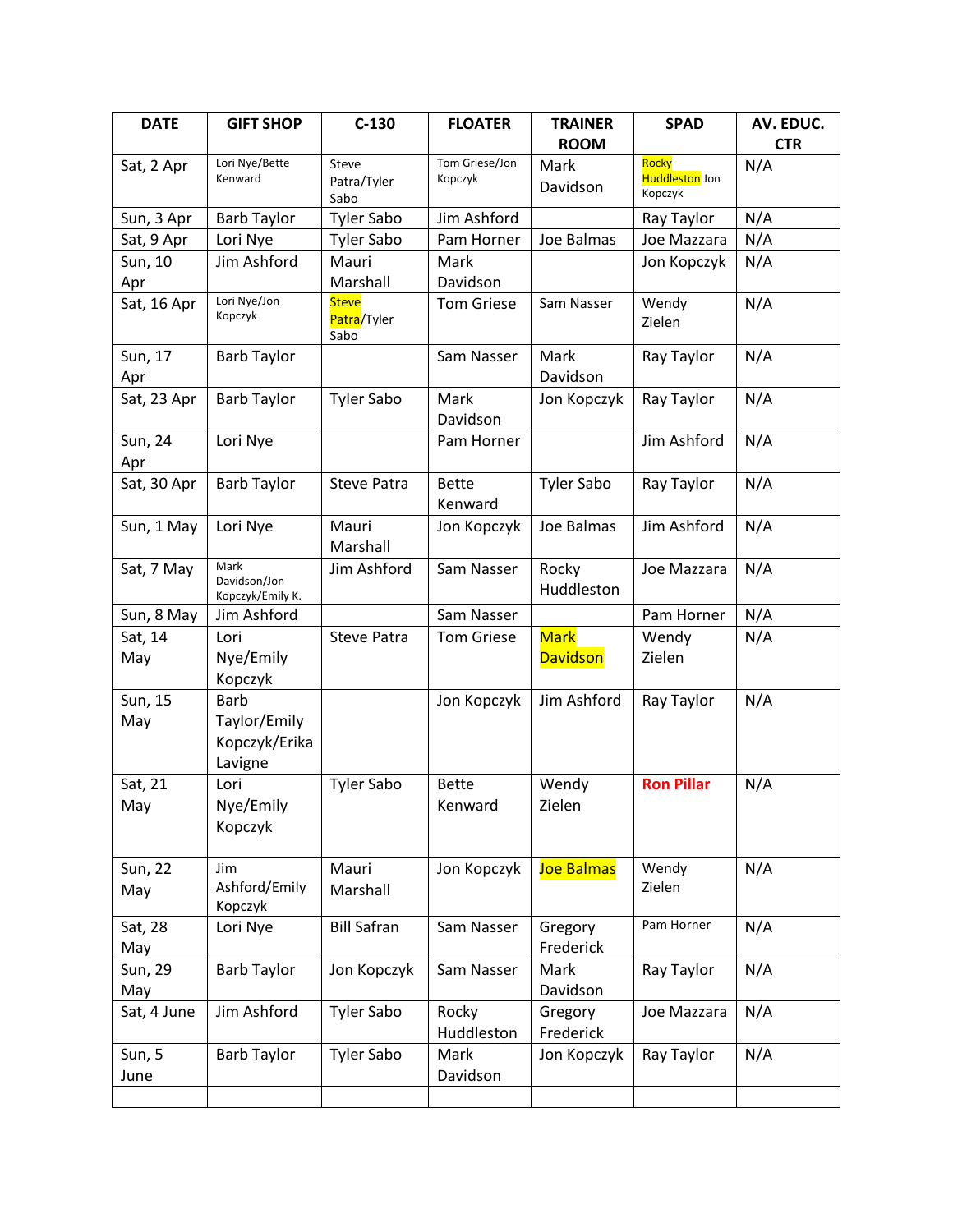| DATE | GIFT SHOP | C-130 | FLOATER | TRAINER ROOM | SPAD | AV. EDUC. CTR |
|---|---|---|---|---|---|---|
| Sat, 2 Apr | Lori Nye/Bette Kenward | Steve Patra/Tyler Sabo | Tom Griese/Jon Kopczyk | Mark Davidson | Rocky Huddleston Jon Kopczyk | N/A |
| Sun, 3 Apr | Barb Taylor | Tyler Sabo | Jim Ashford | | Ray Taylor | N/A |
| Sat, 9 Apr | Lori Nye | Tyler Sabo | Pam Horner | Joe Balmas | Joe Mazzara | N/A |
| Sun, 10 Apr | Jim Ashford | Mauri Marshall | Mark Davidson | | Jon Kopczyk | N/A |
| Sat, 16 Apr | Lori Nye/Jon Kopczyk | Steve Patra/Tyler Sabo | Tom Griese | Sam Nasser | Wendy Zielen | N/A |
| Sun, 17 Apr | Barb Taylor | | Sam Nasser | Mark Davidson | Ray Taylor | N/A |
| Sat, 23 Apr | Barb Taylor | Tyler Sabo | Mark Davidson | Jon Kopczyk | Ray Taylor | N/A |
| Sun, 24 Apr | Lori Nye | | Pam Horner | | Jim Ashford | N/A |
| Sat, 30 Apr | Barb Taylor | Steve Patra | Bette Kenward | Tyler Sabo | Ray Taylor | N/A |
| Sun, 1 May | Lori Nye | Mauri Marshall | Jon Kopczyk | Joe Balmas | Jim Ashford | N/A |
| Sat, 7 May | Mark Davidson/Jon Kopczyk/Emily K. | Jim Ashford | Sam Nasser | Rocky Huddleston | Joe Mazzara | N/A |
| Sun, 8 May | Jim Ashford | | Sam Nasser | | Pam Horner | N/A |
| Sat, 14 May | Lori Nye/Emily Kopczyk | Steve Patra | Tom Griese | Mark Davidson | Wendy Zielen | N/A |
| Sun, 15 May | Barb Taylor/Emily Kopczyk/Erika Lavigne | | Jon Kopczyk | Jim Ashford | Ray Taylor | N/A |
| Sat, 21 May | Lori Nye/Emily Kopczyk | Tyler Sabo | Bette Kenward | Wendy Zielen | **Ron Pillar** | N/A |
| Sun, 22 May | Jim Ashford/Emily Kopczyk | Mauri Marshall | Jon Kopczyk | Joe Balmas | Wendy Zielen | N/A |
| Sat, 28 May | Lori Nye | Bill Safran | Sam Nasser | Gregory Frederick | Pam Horner | N/A |
| Sun, 29 May | Barb Taylor | Jon Kopczyk | Sam Nasser | Mark Davidson | Ray Taylor | N/A |
| Sat, 4 June | Jim Ashford | Tyler Sabo | Rocky Huddleston | Gregory Frederick | Joe Mazzara | N/A |
| Sun, 5 June | Barb Taylor | Tyler Sabo | Mark Davidson | Jon Kopczyk | Ray Taylor | N/A |
| | | | | | | |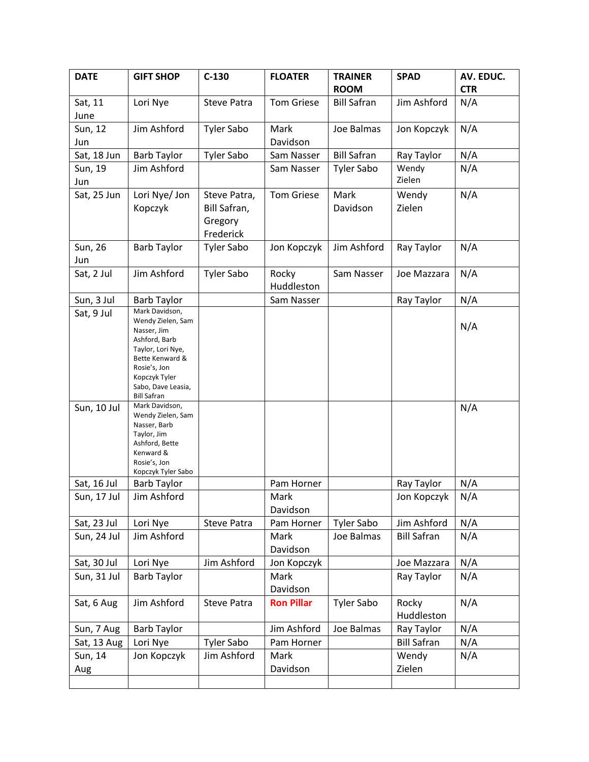| DATE | GIFT SHOP | C-130 | FLOATER | TRAINER ROOM | SPAD | AV. EDUC. CTR |
|---|---|---|---|---|---|---|
| Sat, 11 June | Lori Nye | Steve Patra | Tom Griese | Bill Safran | Jim Ashford | N/A |
| Sun, 12 Jun | Jim Ashford | Tyler Sabo | Mark Davidson | Joe Balmas | Jon Kopczyk | N/A |
| Sat, 18 Jun | Barb Taylor | Tyler Sabo | Sam Nasser | Bill Safran | Ray Taylor | N/A |
| Sun, 19 Jun | Jim Ashford | | Sam Nasser | Tyler Sabo | Wendy Zielen | N/A |
| Sat, 25 Jun | Lori Nye/ Jon Kopczyk | Steve Patra, Bill Safran, Gregory Frederick | Tom Griese | Mark Davidson | Wendy Zielen | N/A |
| Sun, 26 Jun | Barb Taylor | Tyler Sabo | Jon Kopczyk | Jim Ashford | Ray Taylor | N/A |
| Sat, 2 Jul | Jim Ashford | Tyler Sabo | Rocky Huddleston | Sam Nasser | Joe Mazzara | N/A |
| Sun, 3 Jul | Barb Taylor | | Sam Nasser | | Ray Taylor | N/A |
| Sat, 9 Jul | Mark Davidson, Wendy Zielen, Sam Nasser, Jim Ashford, Barb Taylor, Lori Nye, Bette Kenward & Rosie's, Jon Kopczyk Tyler Sabo, Dave Leasia, Bill Safran | | | | | N/A |
| Sun, 10 Jul | Mark Davidson, Wendy Zielen, Sam Nasser, Barb Taylor, Jim Ashford, Bette Kenward & Rosie's, Jon Kopczyk Tyler Sabo | | | | | N/A |
| Sat, 16 Jul | Barb Taylor | | Pam Horner | | Ray Taylor | N/A |
| Sun, 17 Jul | Jim Ashford | | Mark Davidson | | Jon Kopczyk | N/A |
| Sat, 23 Jul | Lori Nye | Steve Patra | Pam Horner | Tyler Sabo | Jim Ashford | N/A |
| Sun, 24 Jul | Jim Ashford | | Mark Davidson | Joe Balmas | Bill Safran | N/A |
| Sat, 30 Jul | Lori Nye | Jim Ashford | Jon Kopczyk | | Joe Mazzara | N/A |
| Sun, 31 Jul | Barb Taylor | | Mark Davidson | | Ray Taylor | N/A |
| Sat, 6 Aug | Jim Ashford | Steve Patra | **Ron Pillar** | Tyler Sabo | Rocky Huddleston | N/A |
| Sun, 7 Aug | Barb Taylor | | Jim Ashford | Joe Balmas | Ray Taylor | N/A |
| Sat, 13 Aug | Lori Nye | Tyler Sabo | Pam Horner | | Bill Safran | N/A |
| Sun, 14 Aug | Jon Kopczyk | Jim Ashford | Mark Davidson | | Wendy Zielen | N/A |
| | | | | | | |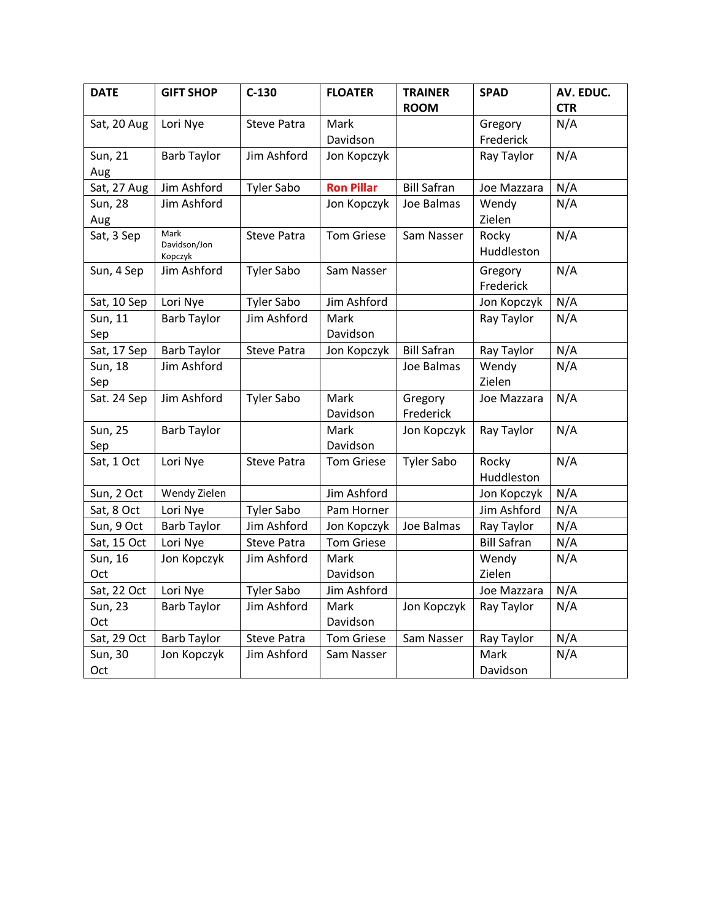| DATE | GIFT SHOP | C-130 | FLOATER | TRAINER ROOM | SPAD | AV. EDUC. CTR |
|---|---|---|---|---|---|---|
| Sat, 20 Aug | Lori Nye | Steve Patra | Mark Davidson | | Gregory Frederick | N/A |
| Sun, 21 Aug | Barb Taylor | Jim Ashford | Jon Kopczyk | | Ray Taylor | N/A |
| Sat, 27 Aug | Jim Ashford | Tyler Sabo | **Ron Pillar** | Bill Safran | Joe Mazzara | N/A |
| Sun, 28 Aug | Jim Ashford | | Jon Kopczyk | Joe Balmas | Wendy Zielen | N/A |
| Sat, 3 Sep | Mark Davidson/Jon Kopczyk | Steve Patra | Tom Griese | Sam Nasser | Rocky Huddleston | N/A |
| Sun, 4 Sep | Jim Ashford | Tyler Sabo | Sam Nasser | | Gregory Frederick | N/A |
| Sat, 10 Sep | Lori Nye | Tyler Sabo | Jim Ashford | | Jon Kopczyk | N/A |
| Sun, 11 Sep | Barb Taylor | Jim Ashford | Mark Davidson | | Ray Taylor | N/A |
| Sat, 17 Sep | Barb Taylor | Steve Patra | Jon Kopczyk | Bill Safran | Ray Taylor | N/A |
| Sun, 18 Sep | Jim Ashford | | | Joe Balmas | Wendy Zielen | N/A |
| Sat. 24 Sep | Jim Ashford | Tyler Sabo | Mark Davidson | Gregory Frederick | Joe Mazzara | N/A |
| Sun, 25 Sep | Barb Taylor | | Mark Davidson | Jon Kopczyk | Ray Taylor | N/A |
| Sat, 1 Oct | Lori Nye | Steve Patra | Tom Griese | Tyler Sabo | Rocky Huddleston | N/A |
| Sun, 2 Oct | Wendy Zielen | | Jim Ashford | | Jon Kopczyk | N/A |
| Sat, 8 Oct | Lori Nye | Tyler Sabo | Pam Horner | | Jim Ashford | N/A |
| Sun, 9 Oct | Barb Taylor | Jim Ashford | Jon Kopczyk | Joe Balmas | Ray Taylor | N/A |
| Sat, 15 Oct | Lori Nye | Steve Patra | Tom Griese | | Bill Safran | N/A |
| Sun, 16 Oct | Jon Kopczyk | Jim Ashford | Mark Davidson | | Wendy Zielen | N/A |
| Sat, 22 Oct | Lori Nye | Tyler Sabo | Jim Ashford | | Joe Mazzara | N/A |
| Sun, 23 Oct | Barb Taylor | Jim Ashford | Mark Davidson | Jon Kopczyk | Ray Taylor | N/A |
| Sat, 29 Oct | Barb Taylor | Steve Patra | Tom Griese | Sam Nasser | Ray Taylor | N/A |
| Sun, 30 Oct | Jon Kopczyk | Jim Ashford | Sam Nasser | | Mark Davidson | N/A |